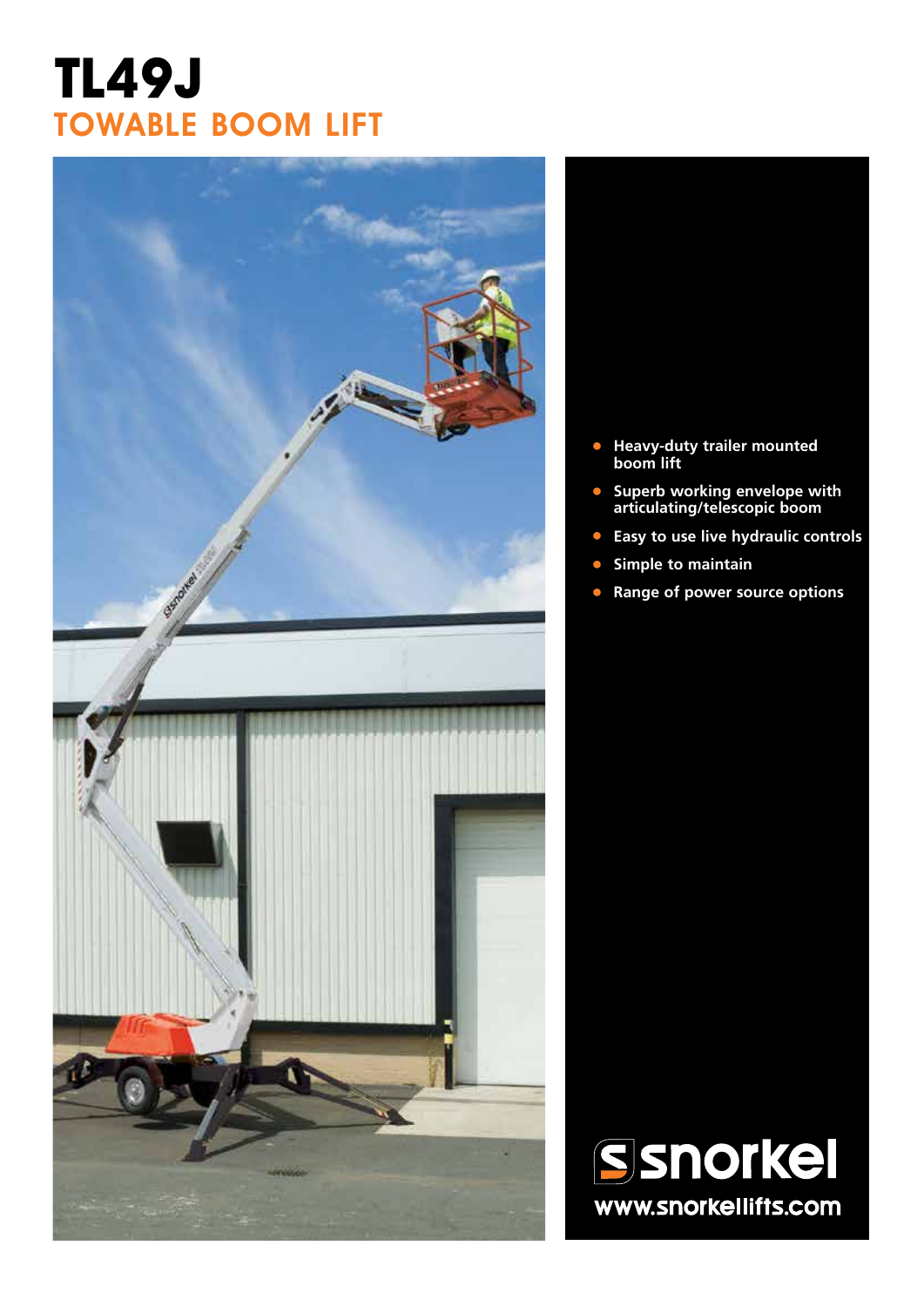# TL49J

## TOWABLE BOOM LIFT

- Heavy-duty trailer mounted boom lift
- Superb working envelope with articulating/telescopic boom
- Easy to use live hydraulic controls
- Simple to maintain
- Range of power source options

snorkel

www.snorkellifts.com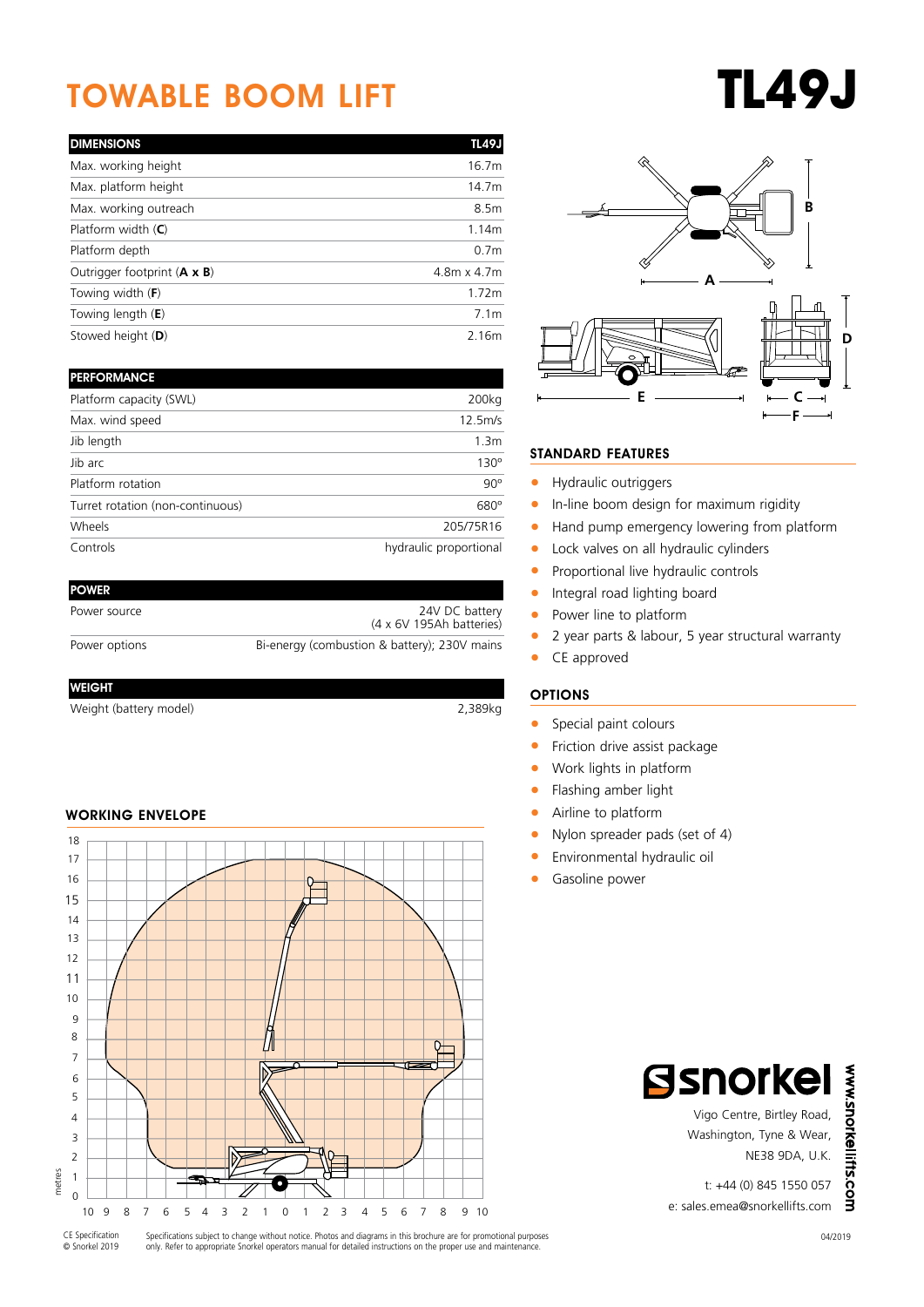# TOWABLE BOOM LIFT

# TL49J

| DIMENSIONS | TL49J |
|---|---|
| Max. working height | 16.7m |
| Max. platform height | 14.7m |
| Max. working outreach | 8.5m |
| Platform width (**C**) | 1.14m |
| Platform depth | 0.7m |
| Outrigger footprint (**A x B**) | 4.8m x 4.7m |
| Towing width (**F**) | 1.72m |
| Towing length (**E**) | 7.1m |
| Stowed height (**D**) | 2.16m |

| PERFORMANCE | |
|---|---|
| Platform capacity (SWL) | 200kg |
| Max. wind speed | 12.5m/s |
| Jib length | 1.3m |
| Jib arc | 130º |
| Platform rotation | 90º |
| Turret rotation (non-continuous) | 680º |
| Wheels | 205/75R16 |
| Controls | hydraulic proportional |

| POWER | |
|---|---|
| Power source | 24V DC battery (4 x 6V 195Ah batteries) |
| Power options | Bi-energy (combustion & battery); 230V mains |

| WEIGHT | |
|---|---|
| Weight (battery model) | 2,389kg |

A
B
C
D
E
F

## STANDARD FEATURES

- Hydraulic outriggers
- In-line boom design for maximum rigidity
- Hand pump emergency lowering from platform
- Lock valves on all hydraulic cylinders
- Proportional live hydraulic controls
- Integral road lighting board
- Power line to platform
- 2 year parts & labour, 5 year structural warranty
- CE approved

## OPTIONS

- Special paint colours
- Friction drive assist package
- Work lights in platform
- Flashing amber light
- Airline to platform
- Nylon spreader pads (set of 4)
- Environmental hydraulic oil
- Gasoline power

## WORKING ENVELOPE

metres
18 17 16 15 14 13 12 11 10 9 8 7 6 5 4 3 2 1 0
10 9 8 7 6 5 4 3 2 1 0 1 2 3 4 5 6 7 8 9 10

snorkel

Vigo Centre, Birtley Road,
Washington, Tyne & Wear,
NE38 9DA, U.K.

t: +44 (0) 845 1550 057
e: sales.emea@snorkellifts.com

www.snorkellifts.com

CE Specification
© Snorkel 2019

Specifications subject to change without notice. Photos and diagrams in this brochure are for promotional purposes only. Refer to appropriate Snorkel operators manual for detailed instructions on the proper use and maintenance.

04/2019